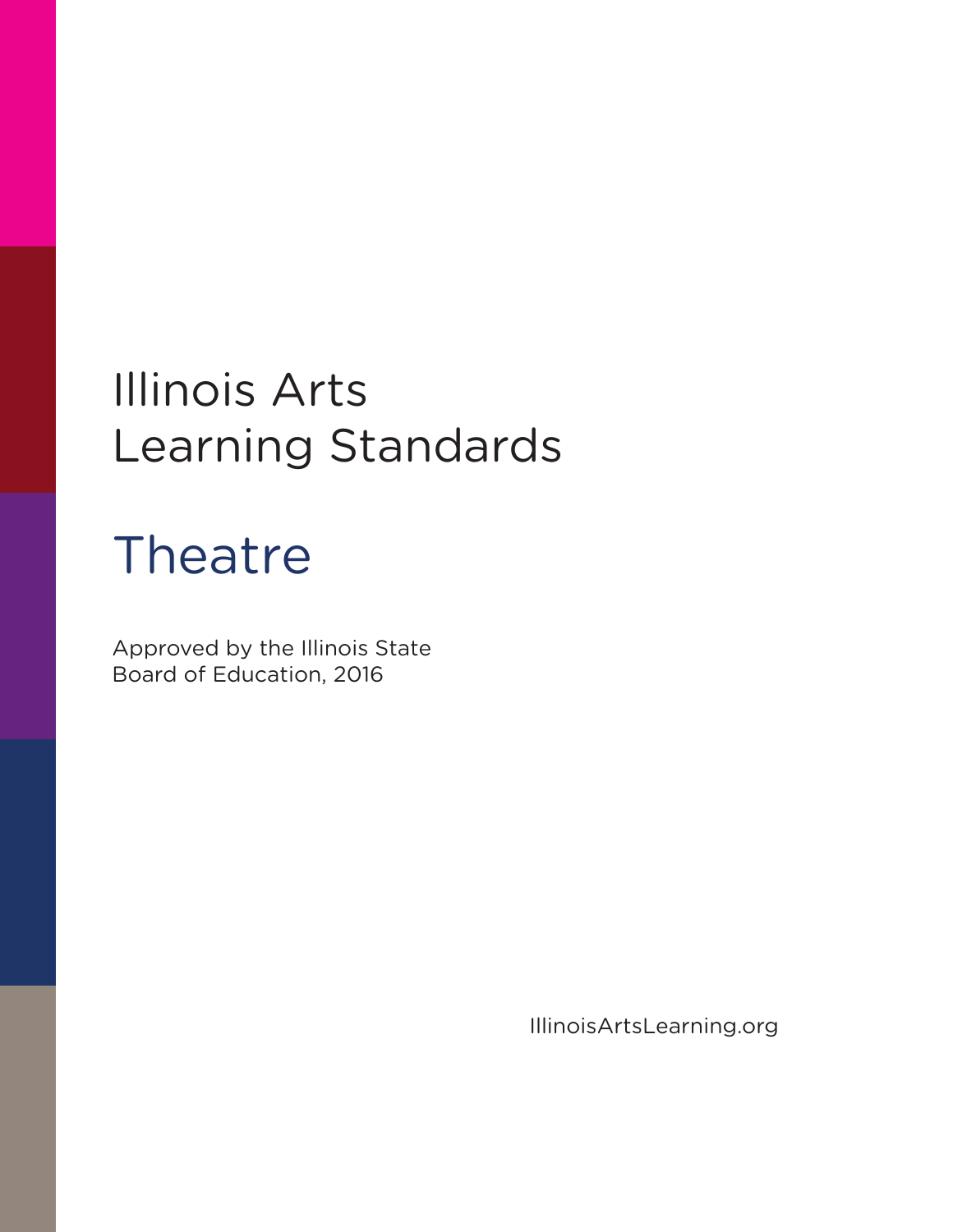# Illinois Arts Learning Standards

## Theatre

Approved by the Illinois State Board of Education, 2016

IllinoisArtsLearning.org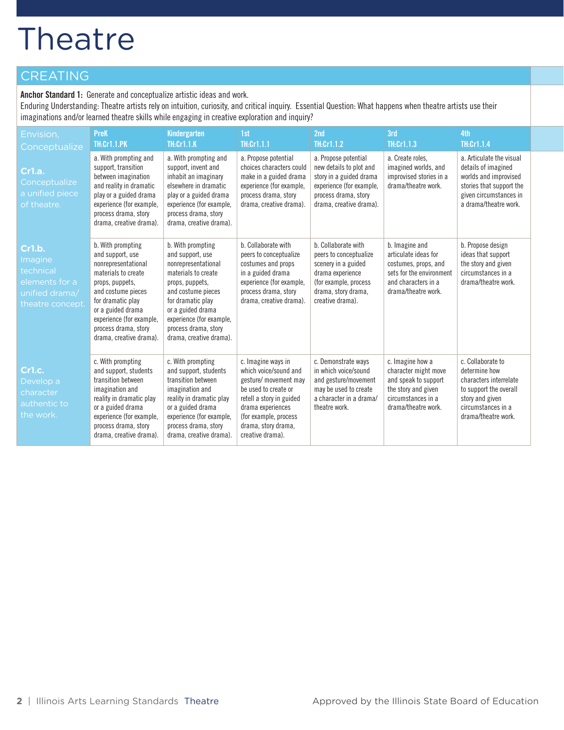# Theatre

## CREATING

**Anchor Standard 1:** Generate and conceptualize artistic ideas and work.

Enduring Understanding: Theatre artists rely on intuition, curiosity, and critical inquiry. Essential Question: What happens when theatre artists use their imaginations and/or learned theatre skills while engaging in creative exploration and inquiry?

| Envision, Conceptualize | PreK TH:Cr1.1.PK | Kindergarten TH:Cr1.1.K | 1st TH:Cr1.1.1 | 2nd TH:Cr1.1.2 | 3rd TH:Cr1.1.3 | 4th TH:Cr1.1.4 |
|---|---|---|---|---|---|---|
| **Cr1.a.** Conceptualize a unified piece of theatre. | a. With prompting and support, transition between imagination and reality in dramatic play or a guided drama experience (for example, process drama, story drama, creative drama). | a. With prompting and support, invent and inhabit an imaginary elsewhere in dramatic play or a guided drama experience (for example, process drama, story drama, creative drama). | a. Propose potential choices characters could make in a guided drama experience (for example, process drama, story drama, creative drama). | a. Propose potential new details to plot and story in a guided drama experience (for example, process drama, story drama, creative drama). | a. Create roles, imagined worlds, and improvised stories in a drama/theatre work. | a. Articulate the visual details of imagined worlds and improvised stories that support the given circumstances in a drama/theatre work. |
| **Cr1.b.** Imagine technical elements for a unified drama/ theatre concept. | b. With prompting and support, use nonrepresentational materials to create props, puppets, and costume pieces for dramatic play or a guided drama experience (for example, process drama, story drama, creative drama). | b. With prompting and support, use nonrepresentational materials to create props, puppets, and costume pieces for dramatic play or a guided drama experience (for example, process drama, story drama, creative drama). | b. Collaborate with peers to conceptualize costumes and props in a guided drama experience (for example, process drama, story drama, creative drama). | b. Collaborate with peers to conceptualize scenery in a guided drama experience (for example, process drama, story drama, creative drama). | b. Imagine and articulate ideas for costumes, props, and sets for the environment and characters in a drama/theatre work. | b. Propose design ideas that support the story and given circumstances in a drama/theatre work. |
| **Cr1.c.** Develop a character authentic to the work. | c. With prompting and support, students transition between imagination and reality in dramatic play or a guided drama experience (for example, process drama, story drama, creative drama). | c. With prompting and support, students transition between imagination and reality in dramatic play or a guided drama experience (for example, process drama, story drama, creative drama). | c. Imagine ways in which voice/sound and gesture/ movement may be used to create or retell a story in guided drama experiences (for example, process drama, story drama, creative drama). | c. Demonstrate ways in which voice/sound and gesture/movement may be used to create a character in a drama/ theatre work. | c. Imagine how a character might move and speak to support the story and given circumstances in a drama/theatre work. | c. Collaborate to determine how characters interrelate to support the overall story and given circumstances in a drama/theatre work. |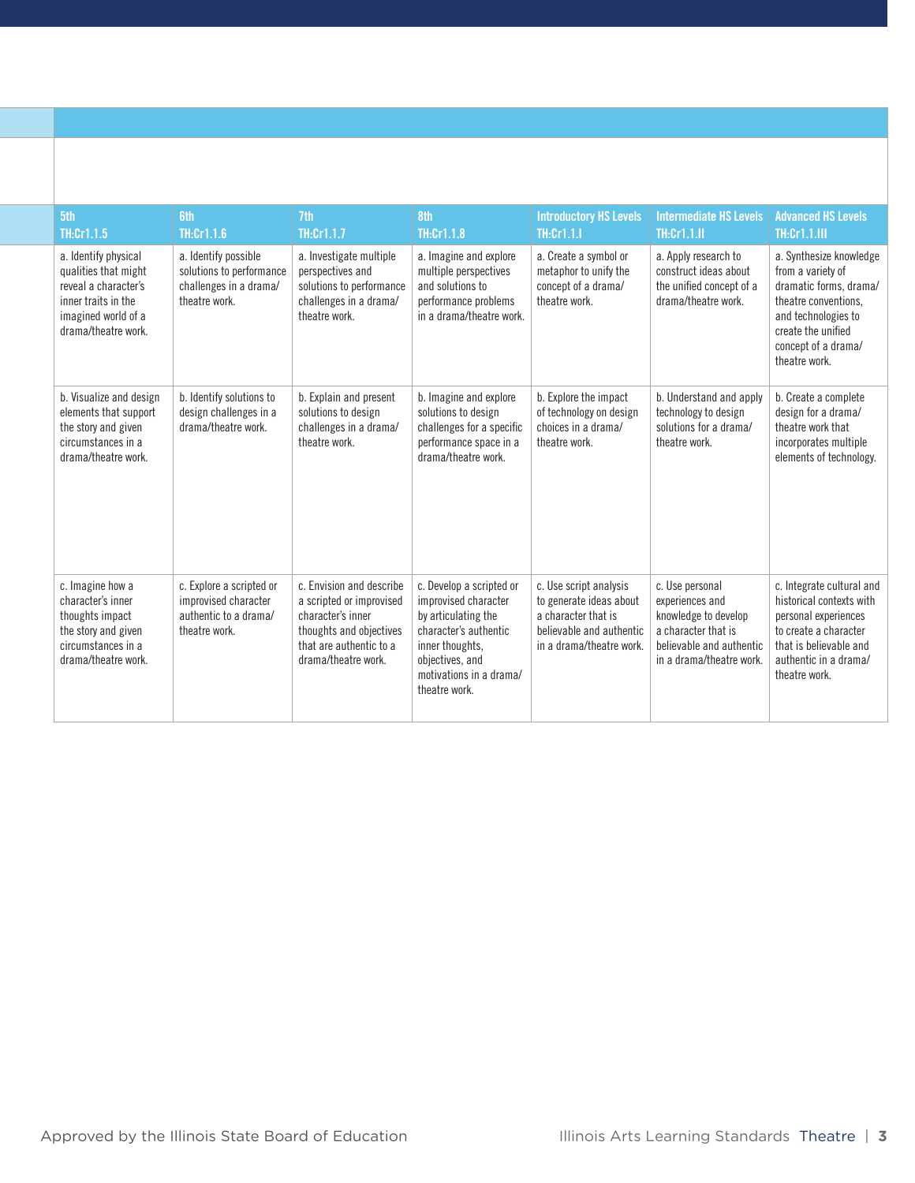| 5th TH:Cr1.1.5 | 6th TH:Cr1.1.6 | 7th TH:Cr1.1.7 | 8th TH:Cr1.1.8 | Introductory HS Levels TH:Cr1.1.I | Intermediate HS Levels TH:Cr1.1.II | Advanced HS Levels TH:Cr1.1.III |
|---|---|---|---|---|---|---|
| a. Identify physical qualities that might reveal a character's inner traits in the imagined world of a drama/theatre work. | a. Identify possible solutions to performance challenges in a drama/ theatre work. | a. Investigate multiple perspectives and solutions to performance challenges in a drama/ theatre work. | a. Imagine and explore multiple perspectives and solutions to performance problems in a drama/theatre work. | a. Create a symbol or metaphor to unify the concept of a drama/ theatre work. | a. Apply research to construct ideas about the unified concept of a drama/theatre work. | a. Synthesize knowledge from a variety of dramatic forms, drama/ theatre conventions, and technologies to create the unified concept of a drama/ theatre work. |
| b. Visualize and design elements that support the story and given circumstances in a drama/theatre work. | b. Identify solutions to design challenges in a drama/theatre work. | b. Explain and present solutions to design challenges in a drama/ theatre work. | b. Imagine and explore solutions to design challenges for a specific performance space in a drama/theatre work. | b. Explore the impact of technology on design choices in a drama/ theatre work. | b. Understand and apply technology to design solutions for a drama/ theatre work. | b. Create a complete design for a drama/ theatre work that incorporates multiple elements of technology. |
| c. Imagine how a character's inner thoughts impact the story and given circumstances in a drama/theatre work. | c. Explore a scripted or improvised character authentic to a drama/ theatre work. | c. Envision and describe a scripted or improvised character's inner thoughts and objectives that are authentic to a drama/theatre work. | c. Develop a scripted or improvised character by articulating the character's authentic inner thoughts, objectives, and motivations in a drama/ theatre work. | c. Use script analysis to generate ideas about a character that is believable and authentic in a drama/theatre work. | c. Use personal experiences and knowledge to develop a character that is believable and authentic in a drama/theatre work. | c. Integrate cultural and historical contexts with personal experiences to create a character that is believable and authentic in a drama/ theatre work. |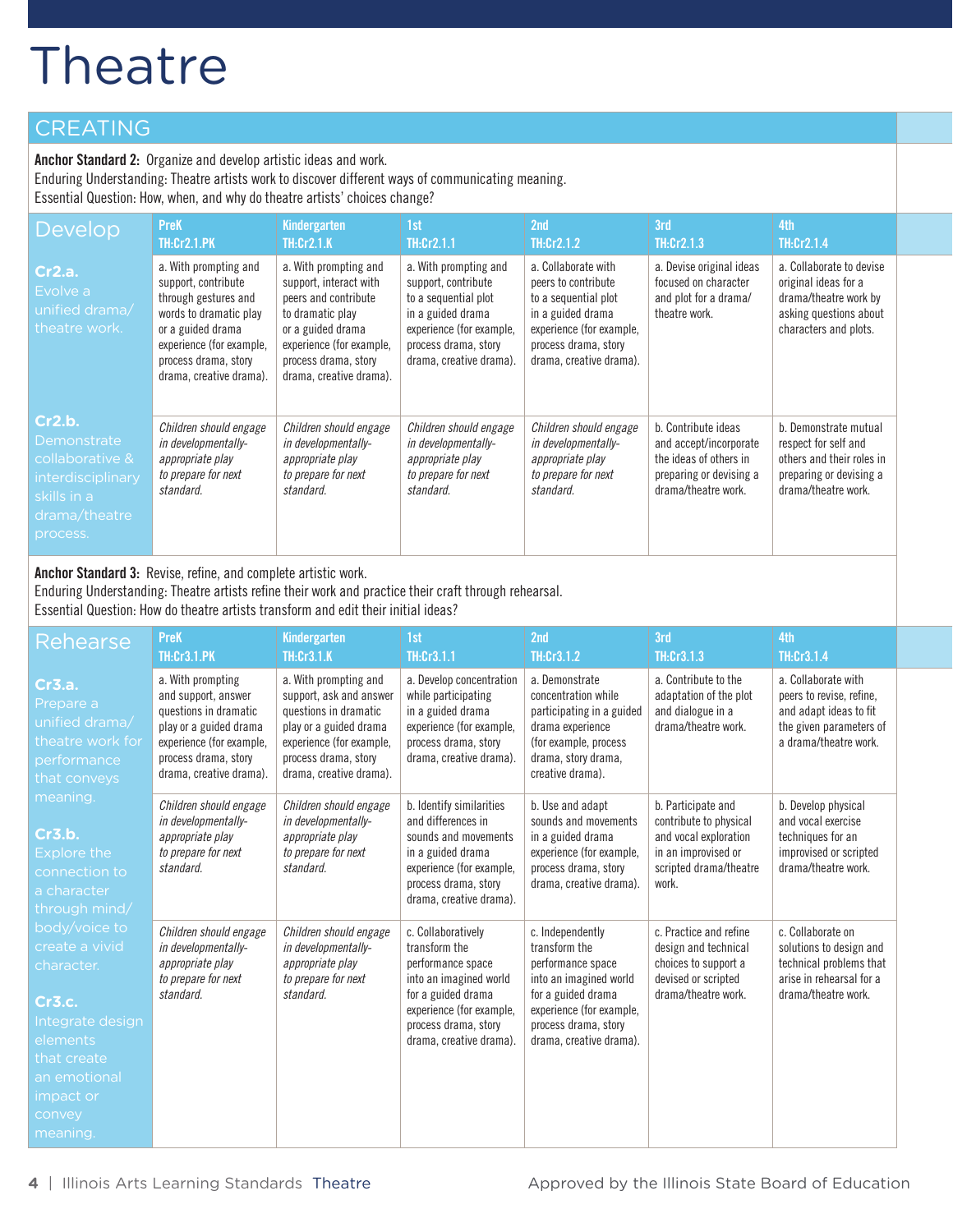# Theatre

## CREATING

**Anchor Standard 2:** Organize and develop artistic ideas and work.
Enduring Understanding: Theatre artists work to discover different ways of communicating meaning.
Essential Question: How, when, and why do theatre artists' choices change?

| Develop | PreK TH:Cr2.1.PK | Kindergarten TH:Cr2.1.K | 1st TH:Cr2.1.1 | 2nd TH:Cr2.1.2 | 3rd TH:Cr2.1.3 | 4th TH:Cr2.1.4 |
|---|---|---|---|---|---|---|
| **Cr2.a.** Evolve a unified drama/theatre work. | a. With prompting and support, contribute through gestures and words to dramatic play or a guided drama experience (for example, process drama, story drama, creative drama). | a. With prompting and support, interact with peers and contribute to dramatic play or a guided drama experience (for example, process drama, story drama, creative drama). | a. With prompting and support, contribute to a sequential plot in a guided drama experience (for example, process drama, story drama, creative drama). | a. Collaborate with peers to contribute to a sequential plot in a guided drama experience (for example, process drama, story drama, creative drama). | a. Devise original ideas focused on character and plot for a drama/theatre work. | a. Collaborate to devise original ideas for a drama/theatre work by asking questions about characters and plots. |
| **Cr2.b.** Demonstrate collaborative & interdisciplinary skills in a drama/theatre process. | *Children should engage in developmentally-appropriate play to prepare for next standard.* | *Children should engage in developmentally-appropriate play to prepare for next standard.* | *Children should engage in developmentally-appropriate play to prepare for next standard.* | *Children should engage in developmentally-appropriate play to prepare for next standard.* | b. Contribute ideas and accept/incorporate the ideas of others in preparing or devising a drama/theatre work. | b. Demonstrate mutual respect for self and others and their roles in preparing or devising a drama/theatre work. |

**Anchor Standard 3:** Revise, refine, and complete artistic work.
Enduring Understanding: Theatre artists refine their work and practice their craft through rehearsal.
Essential Question: How do theatre artists transform and edit their initial ideas?

| Rehearse | PreK TH:Cr3.1.PK | Kindergarten TH:Cr3.1.K | 1st TH:Cr3.1.1 | 2nd TH:Cr3.1.2 | 3rd TH:Cr3.1.3 | 4th TH:Cr3.1.4 |
|---|---|---|---|---|---|---|
| **Cr3.a.** Prepare a unified drama/theatre work for performance that conveys meaning. | a. With prompting and support, answer questions in dramatic play or a guided drama experience (for example, process drama, story drama, creative drama). | a. With prompting and support, ask and answer questions in dramatic play or a guided drama experience (for example, process drama, story drama, creative drama). | a. Develop concentration while participating in a guided drama experience (for example, process drama, story drama, creative drama). | a. Demonstrate concentration while participating in a guided drama experience (for example, process drama, story drama, creative drama). | a. Contribute to the adaptation of the plot and dialogue in a drama/theatre work. | a. Collaborate with peers to revise, refine, and adapt ideas to fit the given parameters of a drama/theatre work. |
| **Cr3.b.** Explore the connection to a character through mind/body/voice to create a vivid character. | *Children should engage in developmentally-appropriate play to prepare for next standard.* | *Children should engage in developmentally-appropriate play to prepare for next standard.* | b. Identify similarities and differences in sounds and movements in a guided drama experience (for example, process drama, story drama, creative drama). | b. Use and adapt sounds and movements in a guided drama experience (for example, process drama, story drama, creative drama). | b. Participate and contribute to physical and vocal exploration in an improvised or scripted drama/theatre work. | b. Develop physical and vocal exercise techniques for an improvised or scripted drama/theatre work. |
| **Cr3.c.** Integrate design elements that create an emotional impact or convey meaning. | *Children should engage in developmentally-appropriate play to prepare for next standard.* | *Children should engage in developmentally-appropriate play to prepare for next standard.* | c. Collaboratively transform the performance space into an imagined world for a guided drama experience (for example, process drama, story drama, creative drama). | c. Independently transform the performance space into an imagined world for a guided drama experience (for example, process drama, story drama, creative drama). | c. Practice and refine design and technical choices to support a devised or scripted drama/theatre work. | c. Collaborate on solutions to design and technical problems that arise in rehearsal for a drama/theatre work. |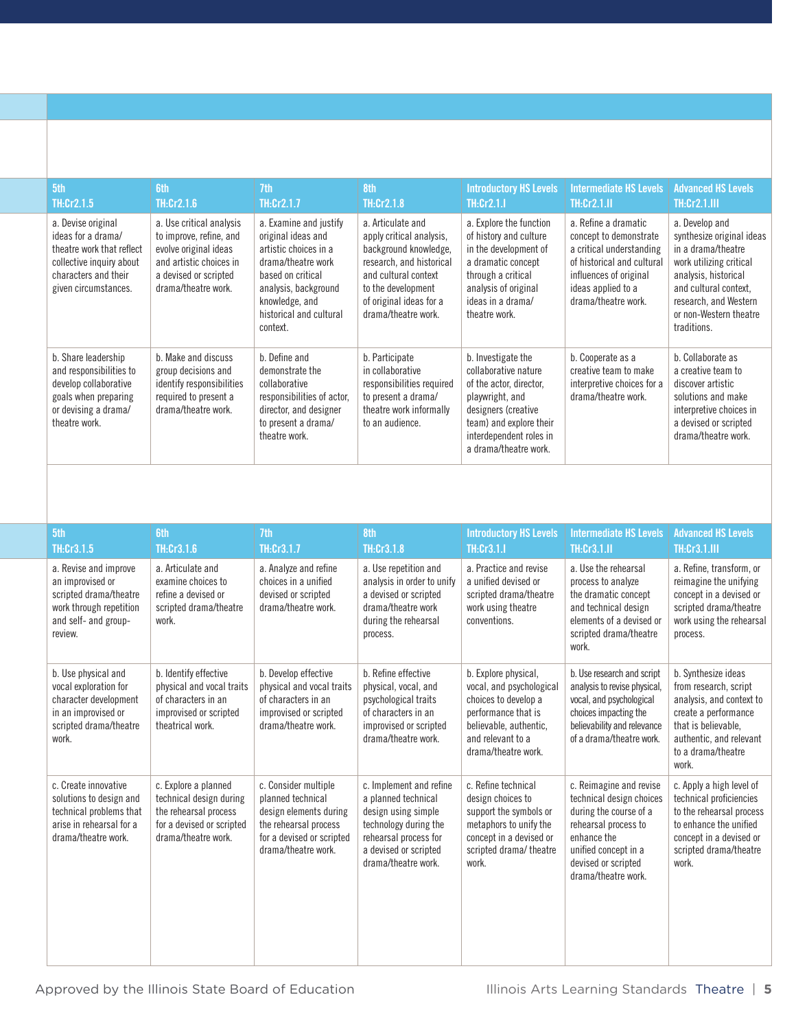| 5th TH:Cr2.1.5 | 6th TH:Cr2.1.6 | 7th TH:Cr2.1.7 | 8th TH:Cr2.1.8 | Introductory HS Levels TH:Cr2.1.I | Intermediate HS Levels TH:Cr2.1.II | Advanced HS Levels TH:Cr2.1.III |
|---|---|---|---|---|---|---|
| a. Devise original ideas for a drama/theatre work that reflect collective inquiry about characters and their given circumstances. | a. Use critical analysis to improve, refine, and evolve original ideas and artistic choices in a devised or scripted drama/theatre work. | a. Examine and justify original ideas and artistic choices in a drama/theatre work based on critical analysis, background knowledge, and historical and cultural context. | a. Articulate and apply critical analysis, background knowledge, research, and historical and cultural context to the development of original ideas for a drama/theatre work. | a. Explore the function of history and culture in the development of a dramatic concept through a critical analysis of original ideas in a drama/theatre work. | a. Refine a dramatic concept to demonstrate a critical understanding of historical and cultural influences of original ideas applied to a drama/theatre work. | a. Develop and synthesize original ideas in a drama/theatre work utilizing critical analysis, historical and cultural context, research, and Western or non-Western theatre traditions. |
| b. Share leadership and responsibilities to develop collaborative goals when preparing or devising a drama/theatre work. | b. Make and discuss group decisions and identify responsibilities required to present a drama/theatre work. | b. Define and demonstrate the collaborative responsibilities of actor, director, and designer to present a drama/theatre work. | b. Participate in collaborative responsibilities required to present a drama/theatre work informally to an audience. | b. Investigate the collaborative nature of the actor, director, playwright, and designers (creative team) and explore their interdependent roles in a drama/theatre work. | b. Cooperate as a creative team to make interpretive choices for a drama/theatre work. | b. Collaborate as a creative team to discover artistic solutions and make interpretive choices in a devised or scripted drama/theatre work. |

| 5th TH:Cr3.1.5 | 6th TH:Cr3.1.6 | 7th TH:Cr3.1.7 | 8th TH:Cr3.1.8 | Introductory HS Levels TH:Cr3.1.I | Intermediate HS Levels TH:Cr3.1.II | Advanced HS Levels TH:Cr3.1.III |
|---|---|---|---|---|---|---|
| a. Revise and improve an improvised or scripted drama/theatre work through repetition and self- and group-review. | a. Articulate and examine choices to refine a devised or scripted drama/theatre work. | a. Analyze and refine choices in a unified devised or scripted drama/theatre work. | a. Use repetition and analysis in order to unify a devised or scripted drama/theatre work during the rehearsal process. | a. Practice and revise a unified devised or scripted drama/theatre work using theatre conventions. | a. Use the rehearsal process to analyze the dramatic concept and technical design elements of a devised or scripted drama/theatre work. | a. Refine, transform, or reimagine the unifying concept in a devised or scripted drama/theatre work using the rehearsal process. |
| b. Use physical and vocal exploration for character development in an improvised or scripted drama/theatre work. | b. Identify effective physical and vocal traits of characters in an improvised or scripted theatrical work. | b. Develop effective physical and vocal traits of characters in an improvised or scripted drama/theatre work. | b. Refine effective physical, vocal, and psychological traits of characters in an improvised or scripted drama/theatre work. | b. Explore physical, vocal, and psychological choices to develop a performance that is believable, authentic, and relevant to a drama/theatre work. | b. Use research and script analysis to revise physical, vocal, and psychological choices impacting the believability and relevance of a drama/theatre work. | b. Synthesize ideas from research, script analysis, and context to create a performance that is believable, authentic, and relevant to a drama/theatre work. |
| c. Create innovative solutions to design and technical problems that arise in rehearsal for a drama/theatre work. | c. Explore a planned technical design during the rehearsal process for a devised or scripted drama/theatre work. | c. Consider multiple planned technical design elements during the rehearsal process for a devised or scripted drama/theatre work. | c. Implement and refine a planned technical design using simple technology during the rehearsal process for a devised or scripted drama/theatre work. | c. Refine technical design choices to support the symbols or metaphors to unify the concept in a devised or scripted drama/ theatre work. | c. Reimagine and revise technical design choices during the course of a rehearsal process to enhance the unified concept in a devised or scripted drama/theatre work. | c. Apply a high level of technical proficiencies to the rehearsal process to enhance the unified concept in a devised or scripted drama/theatre work. |

Approved by the Illinois State Board of Education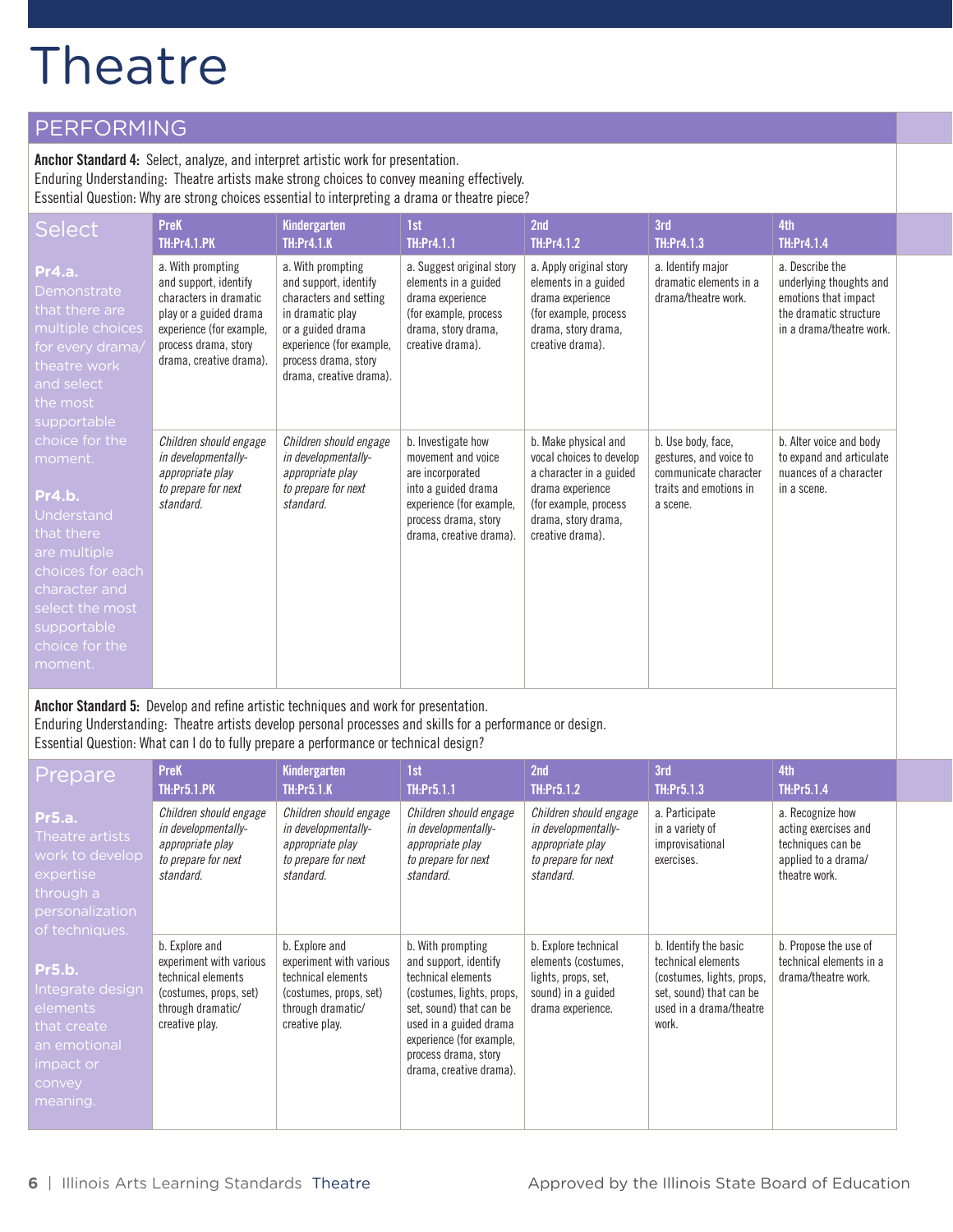# Theatre

## PERFORMING

**Anchor Standard 4:** Select, analyze, and interpret artistic work for presentation.
Enduring Understanding: Theatre artists make strong choices to convey meaning effectively.
Essential Question: Why are strong choices essential to interpreting a drama or theatre piece?

| Select | PreK TH:Pr4.1.PK | Kindergarten TH:Pr4.1.K | 1st TH:Pr4.1.1 | 2nd TH:Pr4.1.2 | 3rd TH:Pr4.1.3 | 4th TH:Pr4.1.4 |
|---|---|---|---|---|---|---|
| **Pr4.a.** Demonstrate that there are multiple choices for every drama/theatre work and select the most supportable choice for the moment. | a. With prompting and support, identify characters in dramatic play or a guided drama experience (for example, process drama, story drama, creative drama). | a. With prompting and support, identify characters and setting in dramatic play or a guided drama experience (for example, process drama, story drama, creative drama). | a. Suggest original story elements in a guided drama experience (for example, process drama, story drama, creative drama). | a. Apply original story elements in a guided drama experience (for example, process drama, story drama, creative drama). | a. Identify major dramatic elements in a drama/theatre work. | a. Describe the underlying thoughts and emotions that impact the dramatic structure in a drama/theatre work. |
| **Pr4.b.** Understand that there are multiple choices for each character and select the most supportable choice for the moment. | *Children should engage in developmentally-appropriate play to prepare for next standard.* | *Children should engage in developmentally-appropriate play to prepare for next standard.* | b. Investigate how movement and voice are incorporated into a guided drama experience (for example, process drama, story drama, creative drama). | b. Make physical and vocal choices to develop a character in a guided drama experience (for example, process drama, story drama, creative drama). | b. Use body, face, gestures, and voice to communicate character traits and emotions in a scene. | b. Alter voice and body to expand and articulate nuances of a character in a scene. |

**Anchor Standard 5:** Develop and refine artistic techniques and work for presentation.
Enduring Understanding: Theatre artists develop personal processes and skills for a performance or design.
Essential Question: What can I do to fully prepare a performance or technical design?

| Prepare | PreK TH:Pr5.1.PK | Kindergarten TH:Pr5.1.K | 1st TH:Pr5.1.1 | 2nd TH:Pr5.1.2 | 3rd TH:Pr5.1.3 | 4th TH:Pr5.1.4 |
|---|---|---|---|---|---|---|
| **Pr5.a.** Theatre artists work to develop expertise through a personalization of techniques. | *Children should engage in developmentally-appropriate play to prepare for next standard.* | *Children should engage in developmentally-appropriate play to prepare for next standard.* | *Children should engage in developmentally-appropriate play to prepare for next standard.* | *Children should engage in developmentally-appropriate play to prepare for next standard.* | a. Participate in a variety of improvisational exercises. | a. Recognize how acting exercises and techniques can be applied to a drama/theatre work. |
| **Pr5.b.** Integrate design elements that create an emotional impact or convey meaning. | b. Explore and experiment with various technical elements (costumes, props, set) through dramatic/creative play. | b. Explore and experiment with various technical elements (costumes, props, set) through dramatic/creative play. | b. With prompting and support, identify technical elements (costumes, lights, props, set, sound) that can be used in a guided drama experience (for example, process drama, story drama, creative drama). | b. Explore technical elements (costumes, lights, props, set, sound) in a guided drama experience. | b. Identify the basic technical elements (costumes, lights, props, set, sound) that can be used in a drama/theatre work. | b. Propose the use of technical elements in a drama/theatre work. |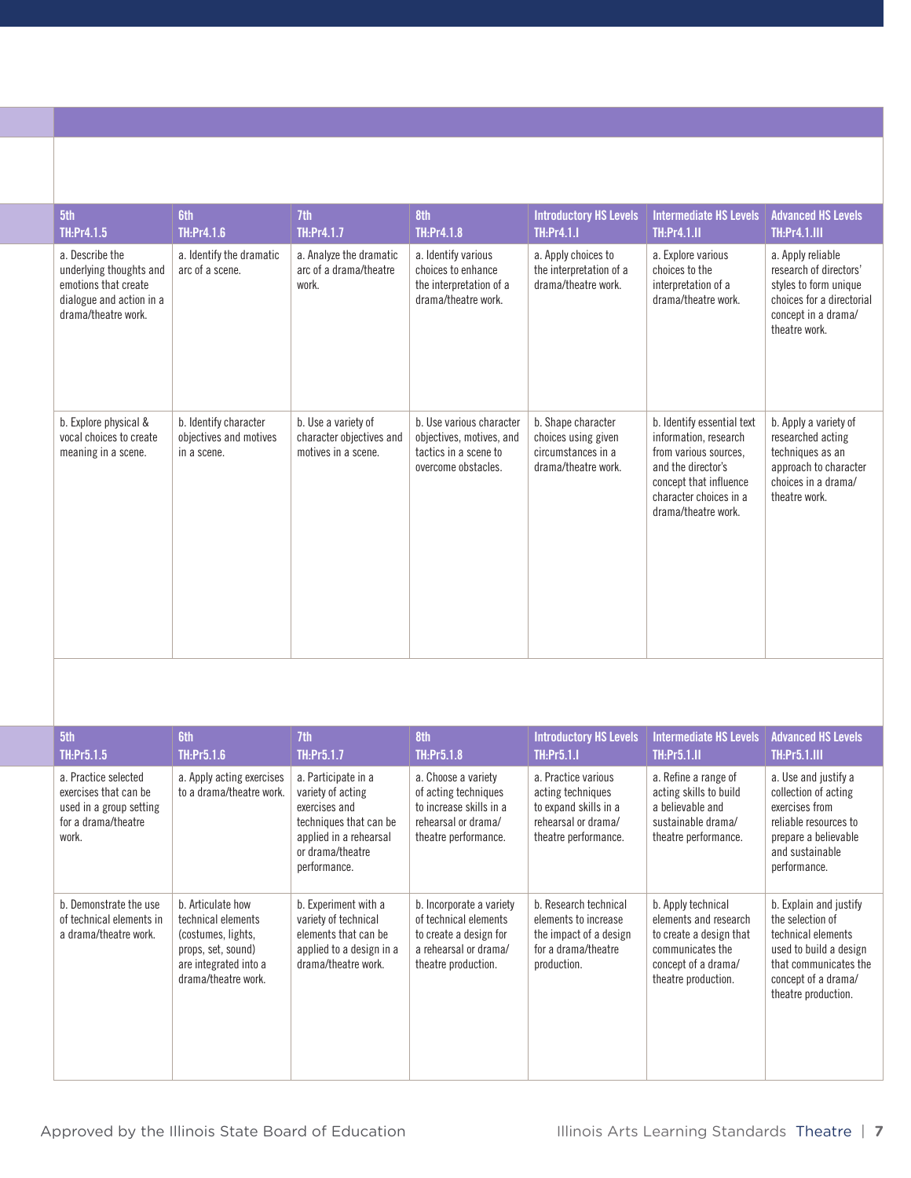| 5th TH:Pr4.1.5 | 6th TH:Pr4.1.6 | 7th TH:Pr4.1.7 | 8th TH:Pr4.1.8 | Introductory HS Levels TH:Pr4.1.I | Intermediate HS Levels TH:Pr4.1.II | Advanced HS Levels TH:Pr4.1.III |
|---|---|---|---|---|---|---|
| a. Describe the underlying thoughts and emotions that create dialogue and action in a drama/theatre work. | a. Identify the dramatic arc of a scene. | a. Analyze the dramatic arc of a drama/theatre work. | a. Identify various choices to enhance the interpretation of a drama/theatre work. | a. Apply choices to the interpretation of a drama/theatre work. | a. Explore various choices to the interpretation of a drama/theatre work. | a. Apply reliable research of directors' styles to form unique choices for a directorial concept in a drama/ theatre work. |
| b. Explore physical & vocal choices to create meaning in a scene. | b. Identify character objectives and motives in a scene. | b. Use a variety of character objectives and motives in a scene. | b. Use various character objectives, motives, and tactics in a scene to overcome obstacles. | b. Shape character choices using given circumstances in a drama/theatre work. | b. Identify essential text information, research from various sources, and the director's concept that influence character choices in a drama/theatre work. | b. Apply a variety of researched acting techniques as an approach to character choices in a drama/ theatre work. |

| 5th TH:Pr5.1.5 | 6th TH:Pr5.1.6 | 7th TH:Pr5.1.7 | 8th TH:Pr5.1.8 | Introductory HS Levels TH:Pr5.1.I | Intermediate HS Levels TH:Pr5.1.II | Advanced HS Levels TH:Pr5.1.III |
|---|---|---|---|---|---|---|
| a. Practice selected exercises that can be used in a group setting for a drama/theatre work. | a. Apply acting exercises to a drama/theatre work. | a. Participate in a variety of acting exercises and techniques that can be applied in a rehearsal or drama/theatre performance. | a. Choose a variety of acting techniques to increase skills in a rehearsal or drama/ theatre performance. | a. Practice various acting techniques to expand skills in a rehearsal or drama/ theatre performance. | a. Refine a range of acting skills to build a believable and sustainable drama/ theatre performance. | a. Use and justify a collection of acting exercises from reliable resources to prepare a believable and sustainable performance. |
| b. Demonstrate the use of technical elements in a drama/theatre work. | b. Articulate how technical elements (costumes, lights, props, set, sound) are integrated into a drama/theatre work. | b. Experiment with a variety of technical elements that can be applied to a design in a drama/theatre work. | b. Incorporate a variety of technical elements to create a design for a rehearsal or drama/ theatre production. | b. Research technical elements to increase the impact of a design for a drama/theatre production. | b. Apply technical elements and research to create a design that communicates the concept of a drama/ theatre production. | b. Explain and justify the selection of technical elements used to build a design that communicates the concept of a drama/ theatre production. |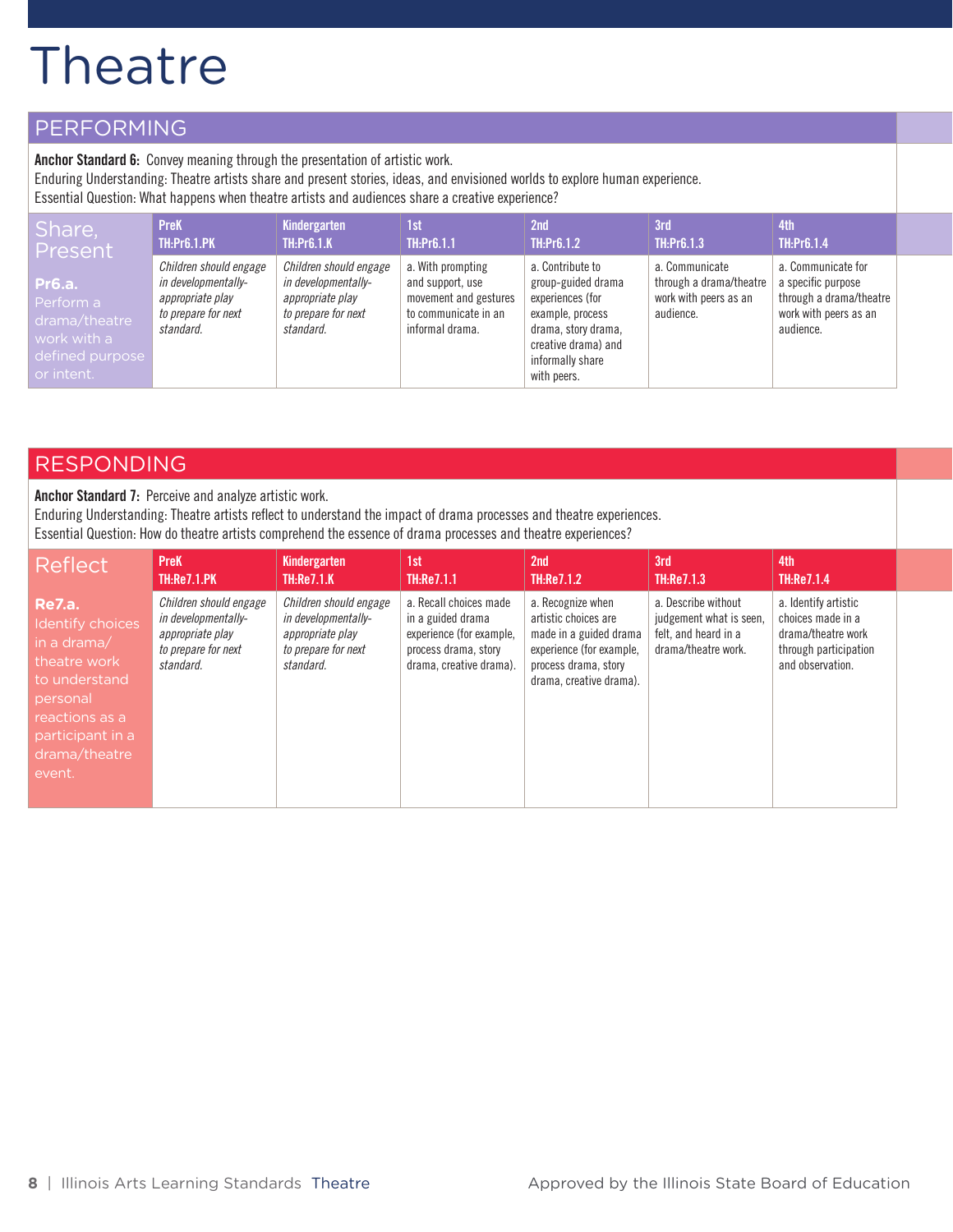# Theatre

## PERFORMING

**Anchor Standard 6:** Convey meaning through the presentation of artistic work.
Enduring Understanding: Theatre artists share and present stories, ideas, and envisioned worlds to explore human experience.
Essential Question: What happens when theatre artists and audiences share a creative experience?

| Share, Present | PreK<br>TH:Pr6.1.PK | Kindergarten<br>TH:Pr6.1.K | 1st<br>TH:Pr6.1.1 | 2nd<br>TH:Pr6.1.2 | 3rd<br>TH:Pr6.1.3 | 4th<br>TH:Pr6.1.4 |
|---|---|---|---|---|---|---|
| **Pr6.a.** Perform a drama/theatre work with a defined purpose or intent. | *Children should engage in developmentally-appropriate play to prepare for next standard.* | *Children should engage in developmentally-appropriate play to prepare for next standard.* | a. With prompting and support, use movement and gestures to communicate in an informal drama. | a. Contribute to group-guided drama experiences (for example, process drama, story drama, creative drama) and informally share with peers. | a. Communicate through a drama/theatre work with peers as an audience. | a. Communicate for a specific purpose through a drama/theatre work with peers as an audience. |

## RESPONDING

**Anchor Standard 7:** Perceive and analyze artistic work.
Enduring Understanding: Theatre artists reflect to understand the impact of drama processes and theatre experiences.
Essential Question: How do theatre artists comprehend the essence of drama processes and theatre experiences?

| Reflect | PreK<br>TH:Re7.1.PK | Kindergarten<br>TH:Re7.1.K | 1st<br>TH:Re7.1.1 | 2nd<br>TH:Re7.1.2 | 3rd<br>TH:Re7.1.3 | 4th<br>TH:Re7.1.4 |
|---|---|---|---|---|---|---|
| **Re7.a.** Identify choices in a drama/theatre work to understand personal reactions as a participant in a drama/theatre event. | *Children should engage in developmentally-appropriate play to prepare for next standard.* | *Children should engage in developmentally-appropriate play to prepare for next standard.* | a. Recall choices made in a guided drama experience (for example, process drama, story drama, creative drama). | a. Recognize when artistic choices are made in a guided drama experience (for example, process drama, story drama, creative drama). | a. Describe without judgement what is seen, felt, and heard in a drama/theatre work. | a. Identify artistic choices made in a drama/theatre work through participation and observation. |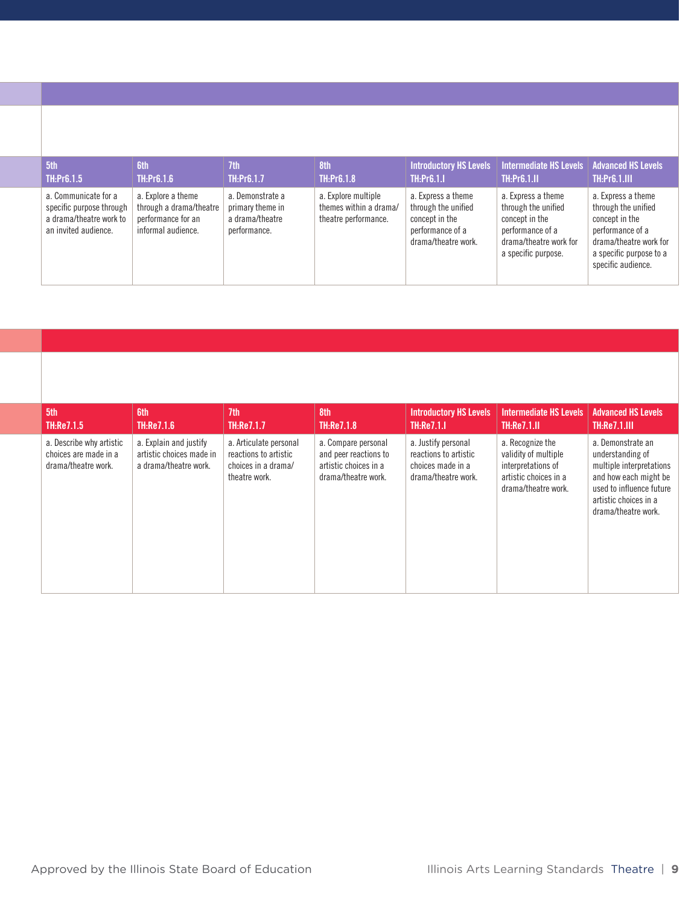| 5th TH:Pr6.1.5 | 6th TH:Pr6.1.6 | 7th TH:Pr6.1.7 | 8th TH:Pr6.1.8 | Introductory HS Levels TH:Pr6.1.I | Intermediate HS Levels TH:Pr6.1.II | Advanced HS Levels TH:Pr6.1.III |
|---|---|---|---|---|---|---|
| a. Communicate for a specific purpose through a drama/theatre work to an invited audience. | a. Explore a theme through a drama/theatre performance for an informal audience. | a. Demonstrate a primary theme in a drama/theatre performance. | a. Explore multiple themes within a drama/theatre performance. | a. Express a theme through the unified concept in the performance of a drama/theatre work. | a. Express a theme through the unified concept in the performance of a drama/theatre work for a specific purpose. | a. Express a theme through the unified concept in the performance of a drama/theatre work for a specific purpose to a specific audience. |

| 5th TH:Re7.1.5 | 6th TH:Re7.1.6 | 7th TH:Re7.1.7 | 8th TH:Re7.1.8 | Introductory HS Levels TH:Re7.1.I | Intermediate HS Levels TH:Re7.1.II | Advanced HS Levels TH:Re7.1.III |
|---|---|---|---|---|---|---|
| a. Describe why artistic choices are made in a drama/theatre work. | a. Explain and justify artistic choices made in a drama/theatre work. | a. Articulate personal reactions to artistic choices in a drama/theatre work. | a. Compare personal and peer reactions to artistic choices in a drama/theatre work. | a. Justify personal reactions to artistic choices made in a drama/theatre work. | a. Recognize the validity of multiple interpretations of artistic choices in a drama/theatre work. | a. Demonstrate an understanding of multiple interpretations and how each might be used to influence future artistic choices in a drama/theatre work. |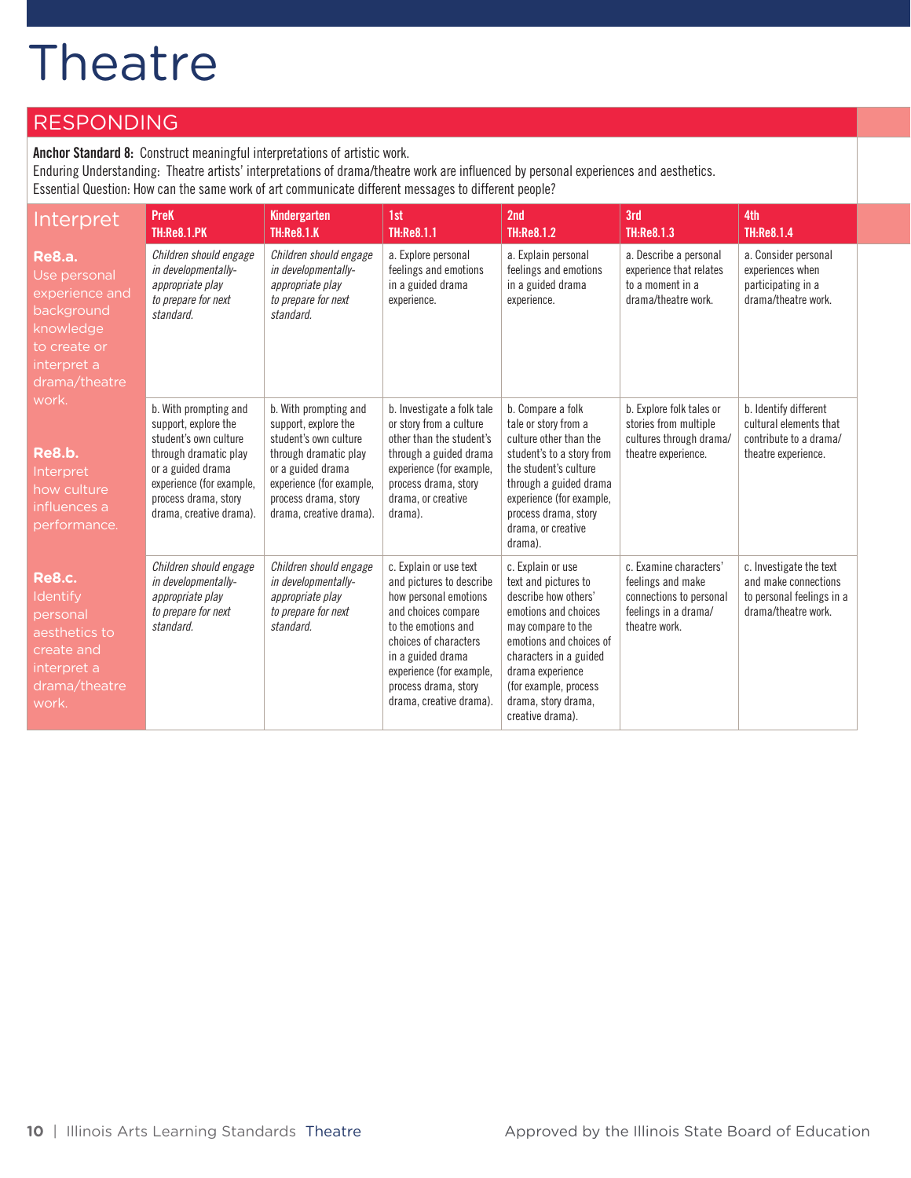# Theatre

## RESPONDING

**Anchor Standard 8:** Construct meaningful interpretations of artistic work.
Enduring Understanding: Theatre artists' interpretations of drama/theatre work are influenced by personal experiences and aesthetics.
Essential Question: How can the same work of art communicate different messages to different people?

| Interpret | PreK TH:Re8.1.PK | Kindergarten TH:Re8.1.K | 1st TH:Re8.1.1 | 2nd TH:Re8.1.2 | 3rd TH:Re8.1.3 | 4th TH:Re8.1.4 |
|---|---|---|---|---|---|---|
| **Re8.a.** Use personal experience and background knowledge to create or interpret a drama/theatre work. | *Children should engage in developmentally-appropriate play to prepare for next standard.* | *Children should engage in developmentally-appropriate play to prepare for next standard.* | a. Explore personal feelings and emotions in a guided drama experience. | a. Explain personal feelings and emotions in a guided drama experience. | a. Describe a personal experience that relates to a moment in a drama/theatre work. | a. Consider personal experiences when participating in a drama/theatre work. |
| **Re8.b.** Interpret how culture influences a performance. | b. With prompting and support, explore the student's own culture through dramatic play or a guided drama experience (for example, process drama, story drama, creative drama). | b. With prompting and support, explore the student's own culture through dramatic play or a guided drama experience (for example, process drama, story drama, creative drama). | b. Investigate a folk tale or story from a culture other than the student's through a guided drama experience (for example, process drama, story drama, or creative drama). | b. Compare a folk tale or story from a culture other than the student's to a story from the student's culture through a guided drama experience (for example, process drama, story drama, or creative drama). | b. Explore folk tales or stories from multiple cultures through drama/theatre experience. | b. Identify different cultural elements that contribute to a drama/theatre experience. |
| **Re8.c.** Identify personal aesthetics to create and interpret a drama/theatre work. | *Children should engage in developmentally-appropriate play to prepare for next standard.* | *Children should engage in developmentally-appropriate play to prepare for next standard.* | c. Explain or use text and pictures to describe how personal emotions and choices compare to the emotions and choices of characters in a guided drama experience (for example, process drama, story drama, creative drama). | c. Explain or use text and pictures to describe how others' emotions and choices may compare to the emotions and choices of characters in a guided drama experience (for example, process drama, story drama, creative drama). | c. Examine characters' feelings and make connections to personal feelings in a drama/theatre work. | c. Investigate the text and make connections to personal feelings in a drama/theatre work. |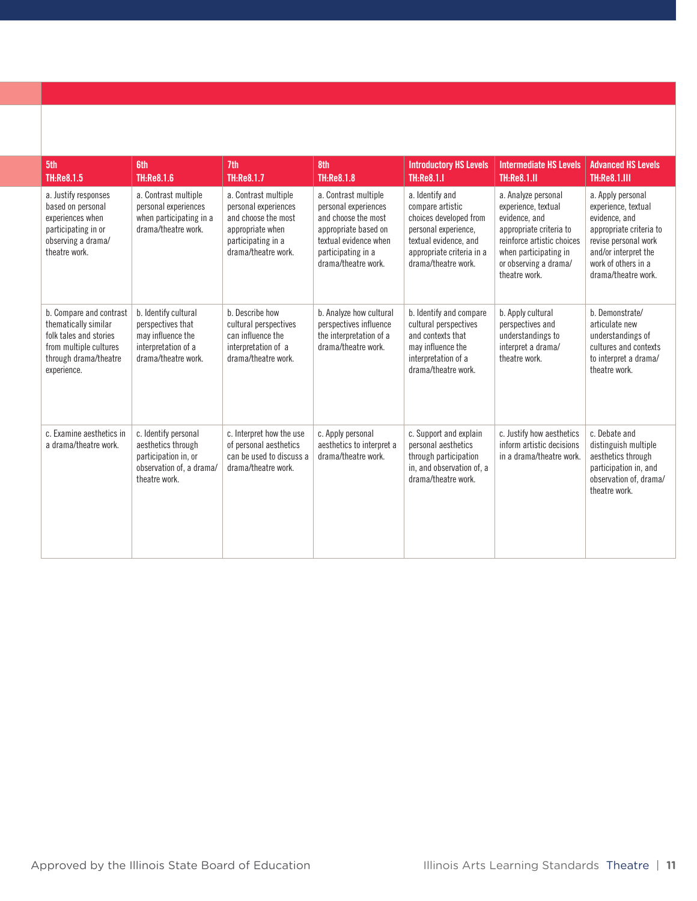| 5th TH:Re8.1.5 | 6th TH:Re8.1.6 | 7th TH:Re8.1.7 | 8th TH:Re8.1.8 | Introductory HS Levels TH:Re8.1.I | Intermediate HS Levels TH:Re8.1.II | Advanced HS Levels TH:Re8.1.III |
|---|---|---|---|---|---|---|
| a. Justify responses based on personal experiences when participating in or observing a drama/theatre work. | a. Contrast multiple personal experiences when participating in a drama/theatre work. | a. Contrast multiple personal experiences and choose the most appropriate when participating in a drama/theatre work. | a. Contrast multiple personal experiences and choose the most appropriate based on textual evidence when participating in a drama/theatre work. | a. Identify and compare artistic choices developed from personal experience, textual evidence, and appropriate criteria in a drama/theatre work. | a. Analyze personal experience, textual evidence, and appropriate criteria to reinforce artistic choices when participating in or observing a drama/theatre work. | a. Apply personal experience, textual evidence, and appropriate criteria to revise personal work and/or interpret the work of others in a drama/theatre work. |
| b. Compare and contrast thematically similar folk tales and stories from multiple cultures through drama/theatre experience. | b. Identify cultural perspectives that may influence the interpretation of a drama/theatre work. | b. Describe how cultural perspectives can influence the interpretation of a drama/theatre work. | b. Analyze how cultural perspectives influence the interpretation of a drama/theatre work. | b. Identify and compare cultural perspectives and contexts that may influence the interpretation of a drama/theatre work. | b. Apply cultural perspectives and understandings to interpret a drama/theatre work. | b. Demonstrate/articulate new understandings of cultures and contexts to interpret a drama/theatre work. |
| c. Examine aesthetics in a drama/theatre work. | c. Identify personal aesthetics through participation in, or observation of, a drama/theatre work. | c. Interpret how the use of personal aesthetics can be used to discuss a drama/theatre work. | c. Apply personal aesthetics to interpret a drama/theatre work. | c. Support and explain personal aesthetics through participation in, and observation of, a drama/theatre work. | c. Justify how aesthetics inform artistic decisions in a drama/theatre work. | c. Debate and distinguish multiple aesthetics through participation in, and observation of, drama/theatre work. |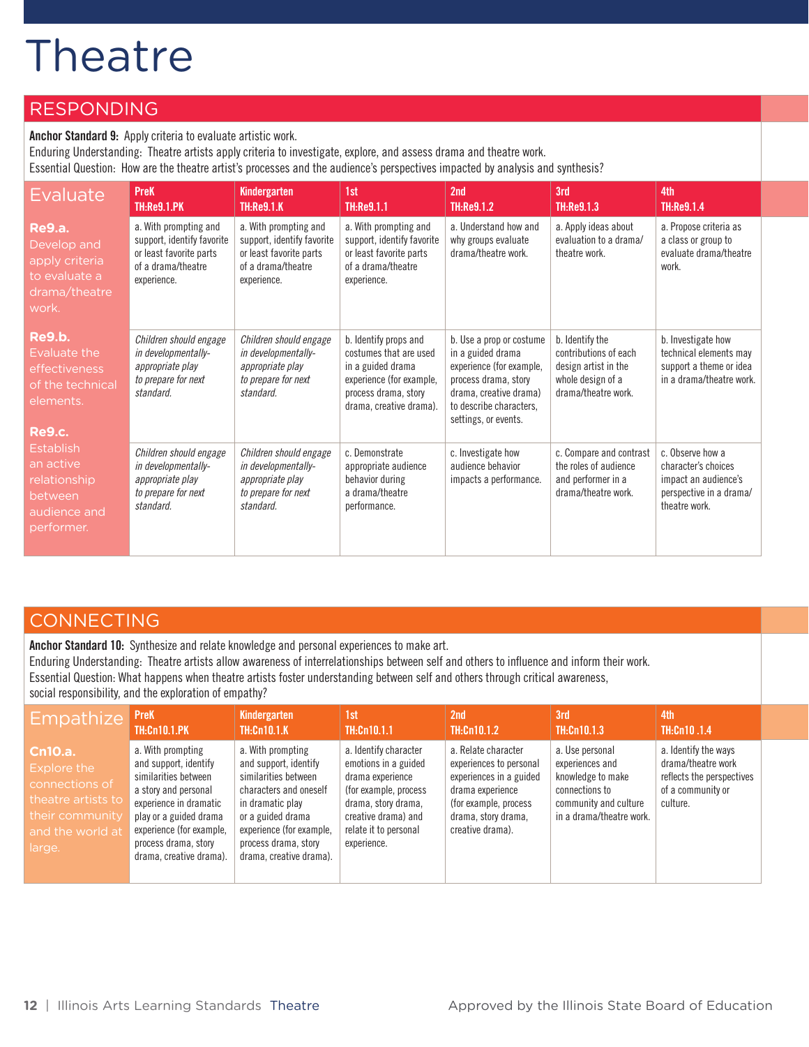# Theatre

## RESPONDING

**Anchor Standard 9:** Apply criteria to evaluate artistic work.
Enduring Understanding: Theatre artists apply criteria to investigate, explore, and assess drama and theatre work.
Essential Question: How are the theatre artist's processes and the audience's perspectives impacted by analysis and synthesis?

| Evaluate | PreK TH:Re9.1.PK | Kindergarten TH:Re9.1.K | 1st TH:Re9.1.1 | 2nd TH:Re9.1.2 | 3rd TH:Re9.1.3 | 4th TH:Re9.1.4 |
|---|---|---|---|---|---|---|
| **Re9.a.** Develop and apply criteria to evaluate a drama/theatre work. | a. With prompting and support, identify favorite or least favorite parts of a drama/theatre experience. | a. With prompting and support, identify favorite or least favorite parts of a drama/theatre experience. | a. With prompting and support, identify favorite or least favorite parts of a drama/theatre experience. | a. Understand how and why groups evaluate drama/theatre work. | a. Apply ideas about evaluation to a drama/theatre work. | a. Propose criteria as a class or group to evaluate drama/theatre work. |
| **Re9.b.** Evaluate the effectiveness of the technical elements. | *Children should engage in developmentally-appropriate play to prepare for next standard.* | *Children should engage in developmentally-appropriate play to prepare for next standard.* | b. Identify props and costumes that are used in a guided drama experience (for example, process drama, story drama, creative drama). | b. Use a prop or costume in a guided drama experience (for example, process drama, story drama, creative drama) to describe characters, settings, or events. | b. Identify the contributions of each design artist in the whole design of a drama/theatre work. | b. Investigate how technical elements may support a theme or idea in a drama/theatre work. |
| **Re9.c.** Establish an active relationship between audience and performer. | *Children should engage in developmentally-appropriate play to prepare for next standard.* | *Children should engage in developmentally-appropriate play to prepare for next standard.* | c. Demonstrate appropriate audience behavior during a drama/theatre performance. | c. Investigate how audience behavior impacts a performance. | c. Compare and contrast the roles of audience and performer in a drama/theatre work. | c. Observe how a character's choices impact an audience's perspective in a drama/theatre work. |

## CONNECTING

**Anchor Standard 10:** Synthesize and relate knowledge and personal experiences to make art.
Enduring Understanding: Theatre artists allow awareness of interrelationships between self and others to influence and inform their work.
Essential Question: What happens when theatre artists foster understanding between self and others through critical awareness, social responsibility, and the exploration of empathy?

| Empathize | PreK TH:Cn10.1.PK | Kindergarten TH:Cn10.1.K | 1st TH:Cn10.1.1 | 2nd TH:Cn10.1.2 | 3rd TH:Cn10.1.3 | 4th TH:Cn10 .1.4 |
|---|---|---|---|---|---|---|
| **Cn10.a.** Explore the connections of theatre artists to their community and the world at large. | a. With prompting and support, identify similarities between a story and personal experience in dramatic play or a guided drama experience (for example, process drama, story drama, creative drama). | a. With prompting and support, identify similarities between characters and oneself in dramatic play or a guided drama experience (for example, process drama, story drama, creative drama). | a. Identify character emotions in a guided drama experience (for example, process drama, story drama, creative drama) and relate it to personal experience. | a. Relate character experiences to personal experiences in a guided drama experience (for example, process drama, story drama, creative drama). | a. Use personal experiences and knowledge to make connections to community and culture in a drama/theatre work. | a. Identify the ways drama/theatre work reflects the perspectives of a community or culture. |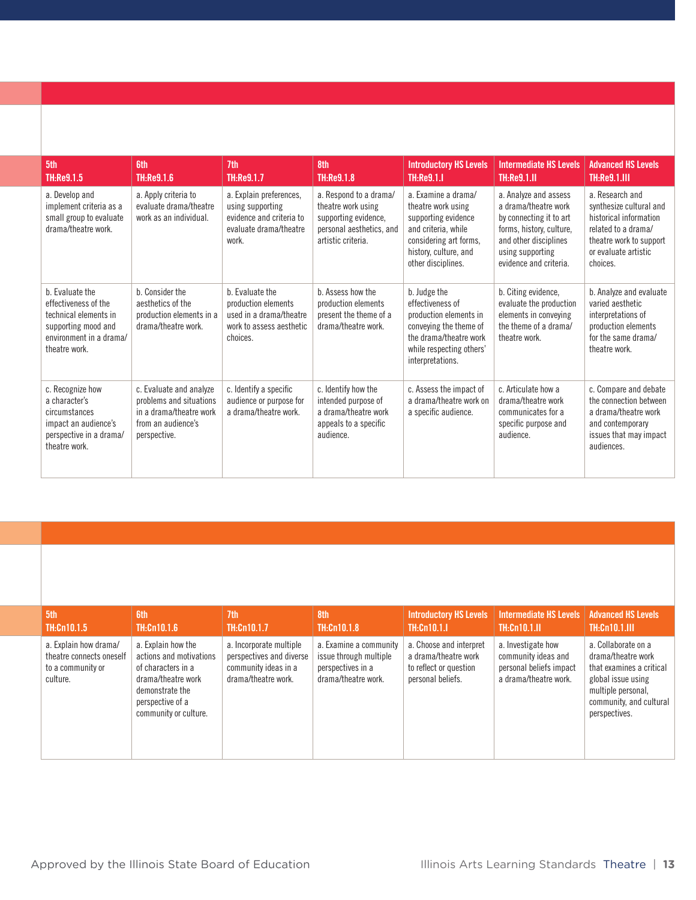| 5th<br>TH:Re9.1.5 | 6th<br>TH:Re9.1.6 | 7th<br>TH:Re9.1.7 | 8th<br>TH:Re9.1.8 | Introductory HS Levels<br>TH:Re9.1.I | Intermediate HS Levels<br>TH:Re9.1.II | Advanced HS Levels<br>TH:Re9.1.III |
|---|---|---|---|---|---|---|
| a. Develop and implement criteria as a small group to evaluate drama/theatre work. | a. Apply criteria to evaluate drama/theatre work as an individual. | a. Explain preferences, using supporting evidence and criteria to evaluate drama/theatre work. | a. Respond to a drama/theatre work using supporting evidence, personal aesthetics, and artistic criteria. | a. Examine a drama/theatre work using supporting evidence and criteria, while considering art forms, history, culture, and other disciplines. | a. Analyze and assess a drama/theatre work by connecting it to art forms, history, culture, and other disciplines using supporting evidence and criteria. | a. Research and synthesize cultural and historical information related to a drama/theatre work to support or evaluate artistic choices. |
| b. Evaluate the effectiveness of the technical elements in supporting mood and environment in a drama/theatre work. | b. Consider the aesthetics of the production elements in a drama/theatre work. | b. Evaluate the production elements used in a drama/theatre work to assess aesthetic choices. | b. Assess how the production elements present the theme of a drama/theatre work. | b. Judge the effectiveness of production elements in conveying the theme of the drama/theatre work while respecting others' interpretations. | b. Citing evidence, evaluate the production elements in conveying the theme of a drama/theatre work. | b. Analyze and evaluate varied aesthetic interpretations of production elements for the same drama/theatre work. |
| c. Recognize how a character's circumstances impact an audience's perspective in a drama/theatre work. | c. Evaluate and analyze problems and situations in a drama/theatre work from an audience's perspective. | c. Identify a specific audience or purpose for a drama/theatre work. | c. Identify how the intended purpose of a drama/theatre work appeals to a specific audience. | c. Assess the impact of a drama/theatre work on a specific audience. | c. Articulate how a drama/theatre work communicates for a specific purpose and audience. | c. Compare and debate the connection between a drama/theatre work and contemporary issues that may impact audiences. |

| 5th<br>TH:Cn10.1.5 | 6th<br>TH:Cn10.1.6 | 7th<br>TH:Cn10.1.7 | 8th<br>TH:Cn10.1.8 | Introductory HS Levels<br>TH:Cn10.1.I | Intermediate HS Levels<br>TH:Cn10.1.II | Advanced HS Levels<br>TH:Cn10.1.III |
|---|---|---|---|---|---|---|
| a. Explain how drama/theatre connects oneself to a community or culture. | a. Explain how the actions and motivations of characters in a drama/theatre work demonstrate the perspective of a community or culture. | a. Incorporate multiple perspectives and diverse community ideas in a drama/theatre work. | a. Examine a community issue through multiple perspectives in a drama/theatre work. | a. Choose and interpret a drama/theatre work to reflect or question personal beliefs. | a. Investigate how community ideas and personal beliefs impact a drama/theatre work. | a. Collaborate on a drama/theatre work that examines a critical global issue using multiple personal, community, and cultural perspectives. |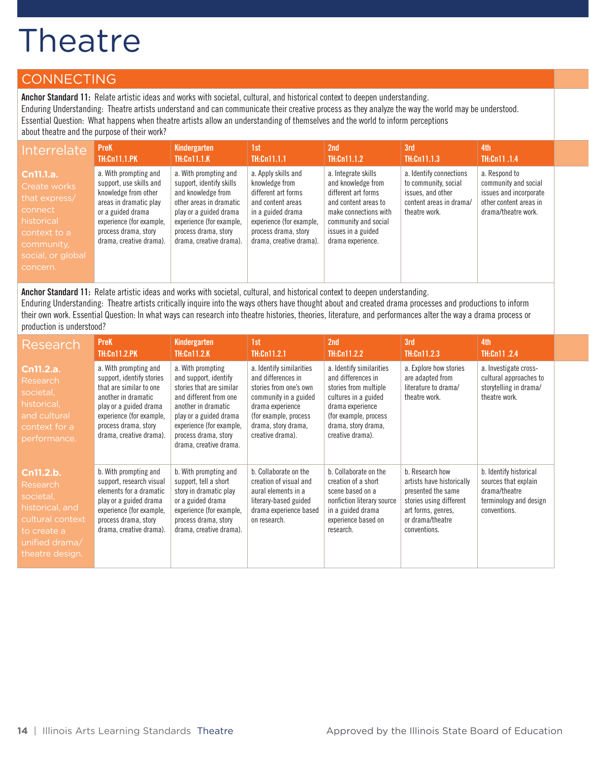# Theatre

## CONNECTING

**Anchor Standard 11:** Relate artistic ideas and works with societal, cultural, and historical context to deepen understanding.
Enduring Understanding: Theatre artists understand and can communicate their creative process as they analyze the way the world may be understood.
Essential Question: What happens when theatre artists allow an understanding of themselves and the world to inform perceptions about theatre and the purpose of their work?

| Interrelate | PreK TH:Cn11.1.PK | Kindergarten TH:Cn11.1.K | 1st TH:Cn11.1.1 | 2nd TH:Cn11.1.2 | 3rd TH:Cn11.1.3 | 4th TH:Cn11 .1.4 |
|---|---|---|---|---|---|---|
| **Cn11.1.a.** Create works that express/ connect historical context to a community, social, or global concern. | a. With prompting and support, use skills and knowledge from other areas in dramatic play or a guided drama experience (for example, process drama, story drama, creative drama). | a. With prompting and support, identify skills and knowledge from other areas in dramatic play or a guided drama experience (for example, process drama, story drama, creative drama). | a. Apply skills and knowledge from different art forms and content areas in a guided drama experience (for example, process drama, story drama, creative drama). | a. Integrate skills and knowledge from different art forms and content areas to make connections with community and social issues in a guided drama experience. | a. Identify connections to community, social issues, and other content areas in drama/ theatre work. | a. Respond to community and social issues and incorporate other content areas in drama/theatre work. |

**Anchor Standard 11:** Relate artistic ideas and works with societal, cultural, and historical context to deepen understanding.
Enduring Understanding: Theatre artists critically inquire into the ways others have thought about and created drama processes and productions to inform their own work. Essential Question: In what ways can research into theatre histories, theories, literature, and performances alter the way a drama process or production is understood?

| Research | PreK TH:Cn11.2.PK | Kindergarten TH:Cn11.2.K | 1st TH:Cn11.2.1 | 2nd TH:Cn11.2.2 | 3rd TH:Cn11.2.3 | 4th TH:Cn11 .2.4 |
|---|---|---|---|---|---|---|
| **Cn11.2.a.** Research societal, historical, and cultural context for a performance. | a. With prompting and support, identify stories that are similar to one another in dramatic play or a guided drama experience (for example, process drama, story drama, creative drama). | a. With prompting and support, identify stories that are similar and different from one another in dramatic play or a guided drama experience (for example, process drama, story drama, creative drama. | a. Identify similarities and differences in stories from one's own community in a guided drama experience (for example, process drama, story drama, creative drama). | a. Identify similarities and differences in stories from multiple cultures in a guided drama experience (for example, process drama, story drama, creative drama). | a. Explore how stories are adapted from literature to drama/ theatre work. | a. Investigate cross-cultural approaches to storytelling in drama/ theatre work. |
| **Cn11.2.b.** Research societal, historical, and cultural context to create a unified drama/ theatre design. | b. With prompting and support, research visual elements for a dramatic play or a guided drama experience (for example, process drama, story drama, creative drama). | b. With prompting and support, tell a short story in dramatic play or a guided drama experience (for example, process drama, story drama, creative drama). | b. Collaborate on the creation of visual and aural elements in a literary-based guided drama experience based on research. | b. Collaborate on the creation of a short scene based on a nonfiction literary source in a guided drama experience based on research. | b. Research how artists have historically presented the same stories using different art forms, genres, or drama/theatre conventions. | b. Identify historical sources that explain drama/theatre terminology and design conventions. |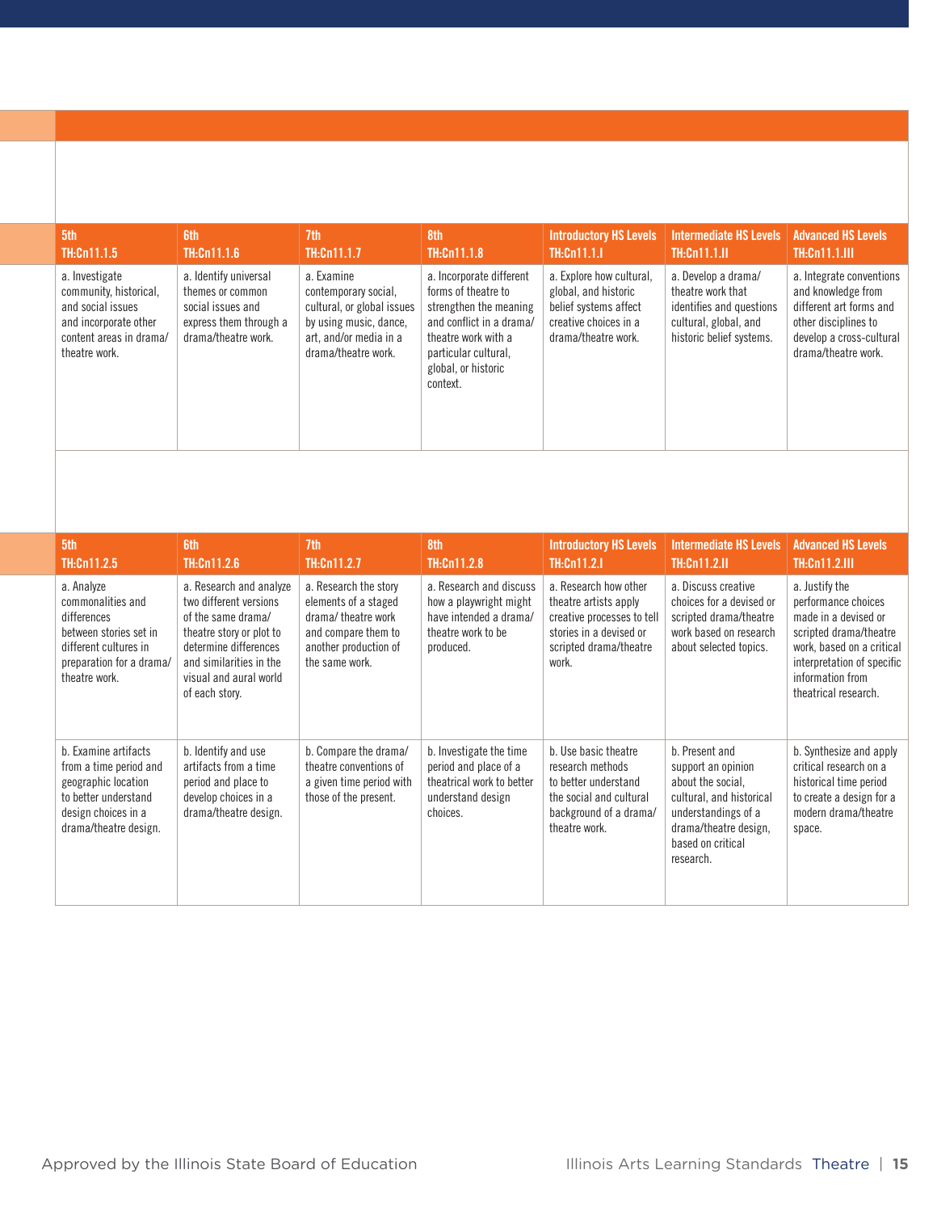| 5th<br>TH:Cn11.1.5 | 6th<br>TH:Cn11.1.6 | 7th<br>TH:Cn11.1.7 | 8th<br>TH:Cn11.1.8 | Introductory HS Levels<br>TH:Cn11.1.I | Intermediate HS Levels<br>TH:Cn11.1.II | Advanced HS Levels<br>TH:Cn11.1.III |
|---|---|---|---|---|---|---|
| a. Investigate community, historical, and social issues and incorporate other content areas in drama/ theatre work. | a. Identify universal themes or common social issues and express them through a drama/theatre work. | a. Examine contemporary social, cultural, or global issues by using music, dance, art, and/or media in a drama/theatre work. | a. Incorporate different forms of theatre to strengthen the meaning and conflict in a drama/ theatre work with a particular cultural, global, or historic context. | a. Explore how cultural, global, and historic belief systems affect creative choices in a drama/theatre work. | a. Develop a drama/ theatre work that identifies and questions cultural, global, and historic belief systems. | a. Integrate conventions and knowledge from different art forms and other disciplines to develop a cross-cultural drama/theatre work. |

| 5th<br>TH:Cn11.2.5 | 6th<br>TH:Cn11.2.6 | 7th<br>TH:Cn11.2.7 | 8th<br>TH:Cn11.2.8 | Introductory HS Levels<br>TH:Cn11.2.I | Intermediate HS Levels<br>TH:Cn11.2.II | Advanced HS Levels<br>TH:Cn11.2.III |
|---|---|---|---|---|---|---|
| a. Analyze commonalities and differences between stories set in different cultures in preparation for a drama/ theatre work. | a. Research and analyze two different versions of the same drama/ theatre story or plot to determine differences and similarities in the visual and aural world of each story. | a. Research the story elements of a staged drama/ theatre work and compare them to another production of the same work. | a. Research and discuss how a playwright might have intended a drama/ theatre work to be produced. | a. Research how other theatre artists apply creative processes to tell stories in a devised or scripted drama/theatre work. | a. Discuss creative choices for a devised or scripted drama/theatre work based on research about selected topics. | a. Justify the performance choices made in a devised or scripted drama/theatre work, based on a critical interpretation of specific information from theatrical research. |
| b. Examine artifacts from a time period and geographic location to better understand design choices in a drama/theatre design. | b. Identify and use artifacts from a time period and place to develop choices in a drama/theatre design. | b. Compare the drama/ theatre conventions of a given time period with those of the present. | b. Investigate the time period and place of a theatrical work to better understand design choices. | b. Use basic theatre research methods to better understand the social and cultural background of a drama/ theatre work. | b. Present and support an opinion about the social, cultural, and historical understandings of a drama/theatre design, based on critical research. | b. Synthesize and apply critical research on a historical time period to create a design for a modern drama/theatre space. |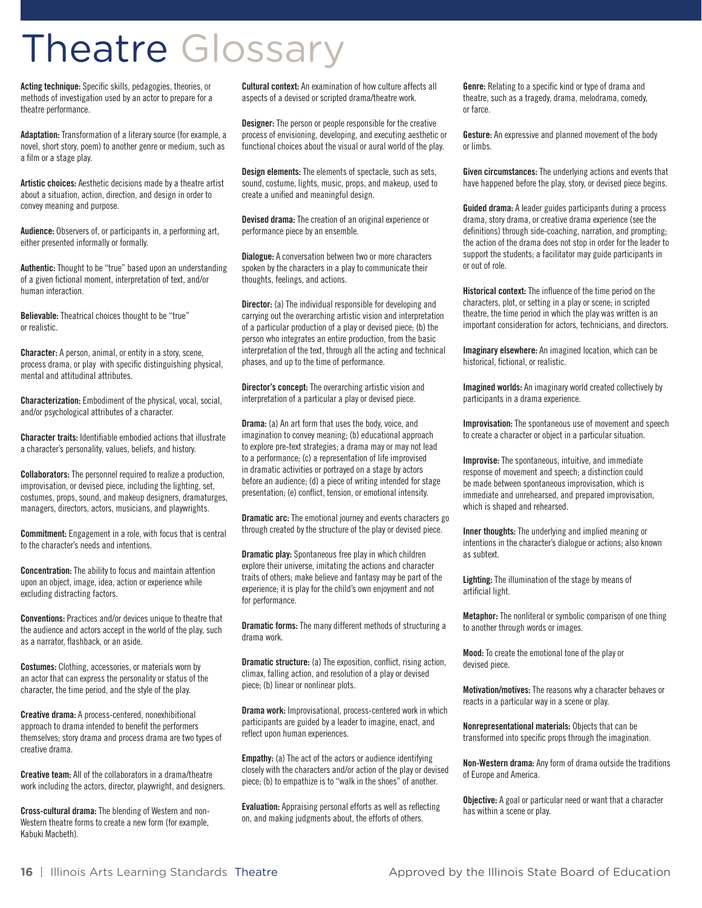# Theatre Glossary

**Acting technique:** Specific skills, pedagogies, theories, or methods of investigation used by an actor to prepare for a theatre performance.

**Adaptation:** Transformation of a literary source (for example, a novel, short story, poem) to another genre or medium, such as a film or a stage play.

**Artistic choices:** Aesthetic decisions made by a theatre artist about a situation, action, direction, and design in order to convey meaning and purpose.

**Audience:** Observers of, or participants in, a performing art, either presented informally or formally.

**Authentic:** Thought to be "true" based upon an understanding of a given fictional moment, interpretation of text, and/or human interaction.

**Believable:** Theatrical choices thought to be "true" or realistic.

**Character:** A person, animal, or entity in a story, scene, process drama, or play with specific distinguishing physical, mental and attitudinal attributes.

**Characterization:** Embodiment of the physical, vocal, social, and/or psychological attributes of a character.

**Character traits:** Identifiable embodied actions that illustrate a character's personality, values, beliefs, and history.

**Collaborators:** The personnel required to realize a production, improvisation, or devised piece, including the lighting, set, costumes, props, sound, and makeup designers, dramaturges, managers, directors, actors, musicians, and playwrights.

**Commitment:** Engagement in a role, with focus that is central to the character's needs and intentions.

**Concentration:** The ability to focus and maintain attention upon an object, image, idea, action or experience while excluding distracting factors.

**Conventions:** Practices and/or devices unique to theatre that the audience and actors accept in the world of the play, such as a narrator, flashback, or an aside.

**Costumes:** Clothing, accessories, or materials worn by an actor that can express the personality or status of the character, the time period, and the style of the play.

**Creative drama:** A process-centered, nonexhibitional approach to drama intended to benefit the performers themselves; story drama and process drama are two types of creative drama.

**Creative team:** All of the collaborators in a drama/theatre work including the actors, director, playwright, and designers.

**Cross-cultural drama:** The blending of Western and non-Western theatre forms to create a new form (for example, Kabuki Macbeth).

**Cultural context:** An examination of how culture affects all aspects of a devised or scripted drama/theatre work.

**Designer:** The person or people responsible for the creative process of envisioning, developing, and executing aesthetic or functional choices about the visual or aural world of the play.

**Design elements:** The elements of spectacle, such as sets, sound, costume, lights, music, props, and makeup, used to create a unified and meaningful design.

**Devised drama:** The creation of an original experience or performance piece by an ensemble.

**Dialogue:** A conversation between two or more characters spoken by the characters in a play to communicate their thoughts, feelings, and actions.

**Director:** (a) The individual responsible for developing and carrying out the overarching artistic vision and interpretation of a particular production of a play or devised piece; (b) the person who integrates an entire production, from the basic interpretation of the text, through all the acting and technical phases, and up to the time of performance.

**Director's concept:** The overarching artistic vision and interpretation of a particular a play or devised piece.

**Drama:** (a) An art form that uses the body, voice, and imagination to convey meaning; (b) educational approach to explore pre-text strategies; a drama may or may not lead to a performance; (c) a representation of life improvised in dramatic activities or portrayed on a stage by actors before an audience; (d) a piece of writing intended for stage presentation; (e) conflict, tension, or emotional intensity.

**Dramatic arc:** The emotional journey and events characters go through created by the structure of the play or devised piece.

**Dramatic play:** Spontaneous free play in which children explore their universe, imitating the actions and character traits of others; make believe and fantasy may be part of the experience; it is play for the child's own enjoyment and not for performance.

**Dramatic forms:** The many different methods of structuring a drama work.

**Dramatic structure:** (a) The exposition, conflict, rising action, climax, falling action, and resolution of a play or devised piece; (b) linear or nonlinear plots.

**Drama work:** Improvisational, process-centered work in which participants are guided by a leader to imagine, enact, and reflect upon human experiences.

**Empathy:** (a) The act of the actors or audience identifying closely with the characters and/or action of the play or devised piece; (b) to empathize is to "walk in the shoes" of another.

**Evaluation:** Appraising personal efforts as well as reflecting on, and making judgments about, the efforts of others.

**Genre:** Relating to a specific kind or type of drama and theatre, such as a tragedy, drama, melodrama, comedy, or farce.

**Gesture:** An expressive and planned movement of the body or limbs.

**Given circumstances:** The underlying actions and events that have happened before the play, story, or devised piece begins.

**Guided drama:** A leader guides participants during a process drama, story drama, or creative drama experience (see the definitions) through side-coaching, narration, and prompting; the action of the drama does not stop in order for the leader to support the students; a facilitator may guide participants in or out of role.

**Historical context:** The influence of the time period on the characters, plot, or setting in a play or scene; in scripted theatre, the time period in which the play was written is an important consideration for actors, technicians, and directors.

**Imaginary elsewhere:** An imagined location, which can be historical, fictional, or realistic.

**Imagined worlds:** An imaginary world created collectively by participants in a drama experience.

**Improvisation:** The spontaneous use of movement and speech to create a character or object in a particular situation.

**Improvise:** The spontaneous, intuitive, and immediate response of movement and speech; a distinction could be made between spontaneous improvisation, which is immediate and unrehearsed, and prepared improvisation, which is shaped and rehearsed.

**Inner thoughts:** The underlying and implied meaning or intentions in the character's dialogue or actions; also known as subtext.

**Lighting:** The illumination of the stage by means of artificial light.

**Metaphor:** The nonliteral or symbolic comparison of one thing to another through words or images.

**Mood:** To create the emotional tone of the play or devised piece.

**Motivation/motives:** The reasons why a character behaves or reacts in a particular way in a scene or play.

**Nonrepresentational materials:** Objects that can be transformed into specific props through the imagination.

**Non-Western drama:** Any form of drama outside the traditions of Europe and America.

**Objective:** A goal or particular need or want that a character has within a scene or play.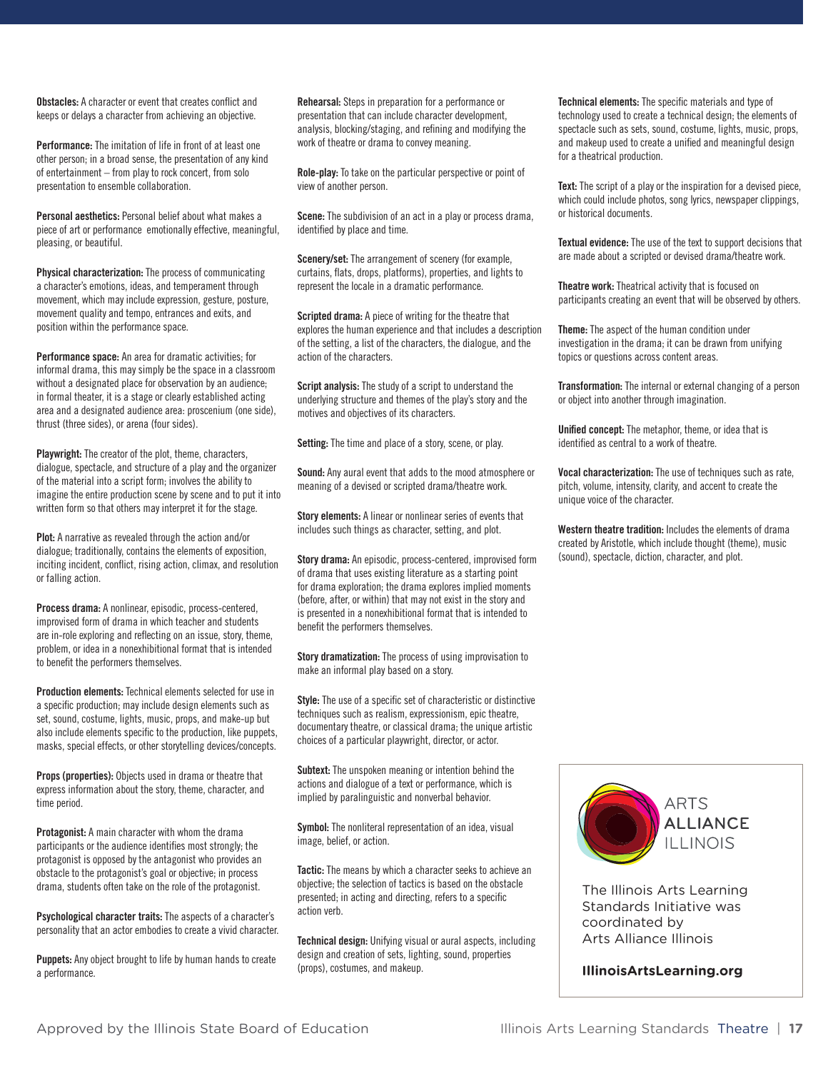**Obstacles:** A character or event that creates conflict and keeps or delays a character from achieving an objective.

**Performance:** The imitation of life in front of at least one other person; in a broad sense, the presentation of any kind of entertainment – from play to rock concert, from solo presentation to ensemble collaboration.

**Personal aesthetics:** Personal belief about what makes a piece of art or performance emotionally effective, meaningful, pleasing, or beautiful.

**Physical characterization:** The process of communicating a character's emotions, ideas, and temperament through movement, which may include expression, gesture, posture, movement quality and tempo, entrances and exits, and position within the performance space.

**Performance space:** An area for dramatic activities; for informal drama, this may simply be the space in a classroom without a designated place for observation by an audience; in formal theater, it is a stage or clearly established acting area and a designated audience area: proscenium (one side), thrust (three sides), or arena (four sides).

**Playwright:** The creator of the plot, theme, characters, dialogue, spectacle, and structure of a play and the organizer of the material into a script form; involves the ability to imagine the entire production scene by scene and to put it into written form so that others may interpret it for the stage.

**Plot:** A narrative as revealed through the action and/or dialogue; traditionally, contains the elements of exposition, inciting incident, conflict, rising action, climax, and resolution or falling action.

**Process drama:** A nonlinear, episodic, process-centered, improvised form of drama in which teacher and students are in-role exploring and reflecting on an issue, story, theme, problem, or idea in a nonexhibitional format that is intended to benefit the performers themselves.

**Production elements:** Technical elements selected for use in a specific production; may include design elements such as set, sound, costume, lights, music, props, and make-up but also include elements specific to the production, like puppets, masks, special effects, or other storytelling devices/concepts.

**Props (properties):** Objects used in drama or theatre that express information about the story, theme, character, and time period.

**Protagonist:** A main character with whom the drama participants or the audience identifies most strongly; the protagonist is opposed by the antagonist who provides an obstacle to the protagonist's goal or objective; in process drama, students often take on the role of the protagonist.

**Psychological character traits:** The aspects of a character's personality that an actor embodies to create a vivid character.

**Puppets:** Any object brought to life by human hands to create a performance.

**Rehearsal:** Steps in preparation for a performance or presentation that can include character development, analysis, blocking/staging, and refining and modifying the work of theatre or drama to convey meaning.

**Role-play:** To take on the particular perspective or point of view of another person.

**Scene:** The subdivision of an act in a play or process drama, identified by place and time.

**Scenery/set:** The arrangement of scenery (for example, curtains, flats, drops, platforms), properties, and lights to represent the locale in a dramatic performance.

**Scripted drama:** A piece of writing for the theatre that explores the human experience and that includes a description of the setting, a list of the characters, the dialogue, and the action of the characters.

**Script analysis:** The study of a script to understand the underlying structure and themes of the play's story and the motives and objectives of its characters.

**Setting:** The time and place of a story, scene, or play.

**Sound:** Any aural event that adds to the mood atmosphere or meaning of a devised or scripted drama/theatre work.

**Story elements:** A linear or nonlinear series of events that includes such things as character, setting, and plot.

**Story drama:** An episodic, process-centered, improvised form of drama that uses existing literature as a starting point for drama exploration; the drama explores implied moments (before, after, or within) that may not exist in the story and is presented in a nonexhibitional format that is intended to benefit the performers themselves.

**Story dramatization:** The process of using improvisation to make an informal play based on a story.

**Style:** The use of a specific set of characteristic or distinctive techniques such as realism, expressionism, epic theatre, documentary theatre, or classical drama; the unique artistic choices of a particular playwright, director, or actor.

**Subtext:** The unspoken meaning or intention behind the actions and dialogue of a text or performance, which is implied by paralinguistic and nonverbal behavior.

**Symbol:** The nonliteral representation of an idea, visual image, belief, or action.

**Tactic:** The means by which a character seeks to achieve an objective; the selection of tactics is based on the obstacle presented; in acting and directing, refers to a specific action verb.

**Technical design:** Unifying visual or aural aspects, including design and creation of sets, lighting, sound, properties (props), costumes, and makeup.

**Technical elements:** The specific materials and type of technology used to create a technical design; the elements of spectacle such as sets, sound, costume, lights, music, props, and makeup used to create a unified and meaningful design for a theatrical production.

**Text:** The script of a play or the inspiration for a devised piece, which could include photos, song lyrics, newspaper clippings, or historical documents.

**Textual evidence:** The use of the text to support decisions that are made about a scripted or devised drama/theatre work.

**Theatre work:** Theatrical activity that is focused on participants creating an event that will be observed by others.

**Theme:** The aspect of the human condition under investigation in the drama; it can be drawn from unifying topics or questions across content areas.

**Transformation:** The internal or external changing of a person or object into another through imagination.

**Unified concept:** The metaphor, theme, or idea that is identified as central to a work of theatre.

**Vocal characterization:** The use of techniques such as rate, pitch, volume, intensity, clarity, and accent to create the unique voice of the character.

**Western theatre tradition:** Includes the elements of drama created by Aristotle, which include thought (theme), music (sound), spectacle, diction, character, and plot.

ARTS ALLIANCE ILLINOIS

The Illinois Arts Learning Standards Initiative was coordinated by Arts Alliance Illinois

**IllinoisArtsLearning.org**